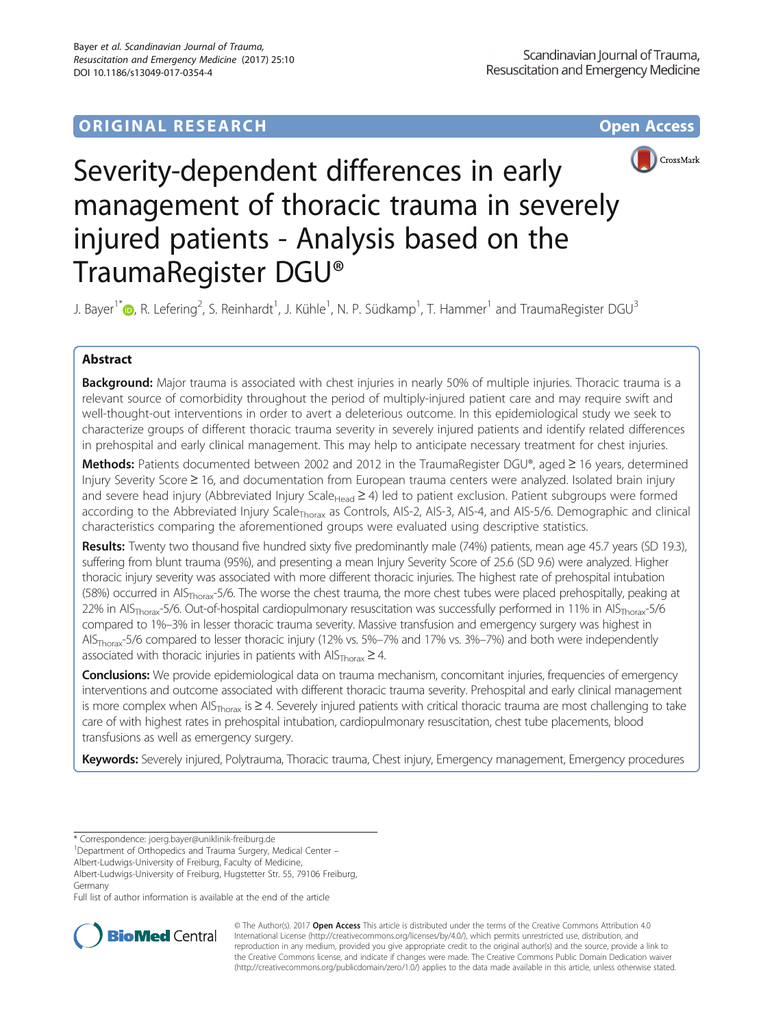ORIGINAL RESEARCH **Open Access**

# Severity-dependent differences in early management of thoracic trauma in severely injured patients - Analysis based on the TraumaRegister DGU®

J. Bayer[1*], R. Lefering[2], S. Reinhardt[1], J. Kühle[1], N. P. Südkamp[1], T. Hammer[1] and TraumaRegister DGU[3]

## Abstract

**Background:** Major trauma is associated with chest injuries in nearly 50% of multiple injuries. Thoracic trauma is a relevant source of comorbidity throughout the period of multiply-injured patient care and may require swift and well-thought-out interventions in order to avert a deleterious outcome. In this epidemiological study we seek to characterize groups of different thoracic trauma severity in severely injured patients and identify related differences in prehospital and early clinical management. This may help to anticipate necessary treatment for chest injuries.

**Methods:** Patients documented between 2002 and 2012 in the TraumaRegister DGU®, aged ≥ 16 years, determined Injury Severity Score ≥ 16, and documentation from European trauma centers were analyzed. Isolated brain injury and severe head injury (Abbreviated Injury $Scale_{Head}$ ≥ 4) led to patient exclusion. Patient subgroups were formed according to the Abbreviated Injury $Scale_{Thorax}$ as Controls, AIS-2, AIS-3, AIS-4, and AIS-5/6. Demographic and clinical characteristics comparing the aforementioned groups were evaluated using descriptive statistics.

**Results:** Twenty two thousand five hundred sixty five predominantly male (74%) patients, mean age 45.7 years (SD 19.3), suffering from blunt trauma (95%), and presenting a mean Injury Severity Score of 25.6 (SD 9.6) were analyzed. Higher thoracic injury severity was associated with more different thoracic injuries. The highest rate of prehospital intubation (58%) occurred in $AIS_{Thorax}$-5/6. The worse the chest trauma, the more chest tubes were placed prehospitally, peaking at 22% in $AIS_{Thorax}$-5/6. Out-of-hospital cardiopulmonary resuscitation was successfully performed in 11% in $AIS_{Thorax}$-5/6 compared to 1%–3% in lesser thoracic trauma severity. Massive transfusion and emergency surgery was highest in $AIS_{Thorax}$-5/6 compared to lesser thoracic injury (12% vs. 5%–7% and 17% vs. 3%–7%) and both were independently associated with thoracic injuries in patients with $AIS_{Thorax}$ ≥ 4.

**Conclusions:** We provide epidemiological data on trauma mechanism, concomitant injuries, frequencies of emergency interventions and outcome associated with different thoracic trauma severity. Prehospital and early clinical management is more complex when $AIS_{Thorax}$ is ≥ 4. Severely injured patients with critical thoracic trauma are most challenging to take care of with highest rates in prehospital intubation, cardiopulmonary resuscitation, chest tube placements, blood transfusions as well as emergency surgery.

**Keywords:** Severely injured, Polytrauma, Thoracic trauma, Chest injury, Emergency management, Emergency procedures

\* Correspondence: joerg.bayer@uniklinik-freiburg.de
[1]Department of Orthopedics and Trauma Surgery, Medical Center – Albert-Ludwigs-University of Freiburg, Faculty of Medicine, Albert-Ludwigs-University of Freiburg, Hugstetter Str. 55, 79106 Freiburg, Germany
Full list of author information is available at the end of the article

© The Author(s). 2017 **Open Access** This article is distributed under the terms of the Creative Commons Attribution 4.0 International License (http://creativecommons.org/licenses/by/4.0/), which permits unrestricted use, distribution, and reproduction in any medium, provided you give appropriate credit to the original author(s) and the source, provide a link to the Creative Commons license, and indicate if changes were made. The Creative Commons Public Domain Dedication waiver (http://creativecommons.org/publicdomain/zero/1.0/) applies to the data made available in this article, unless otherwise stated.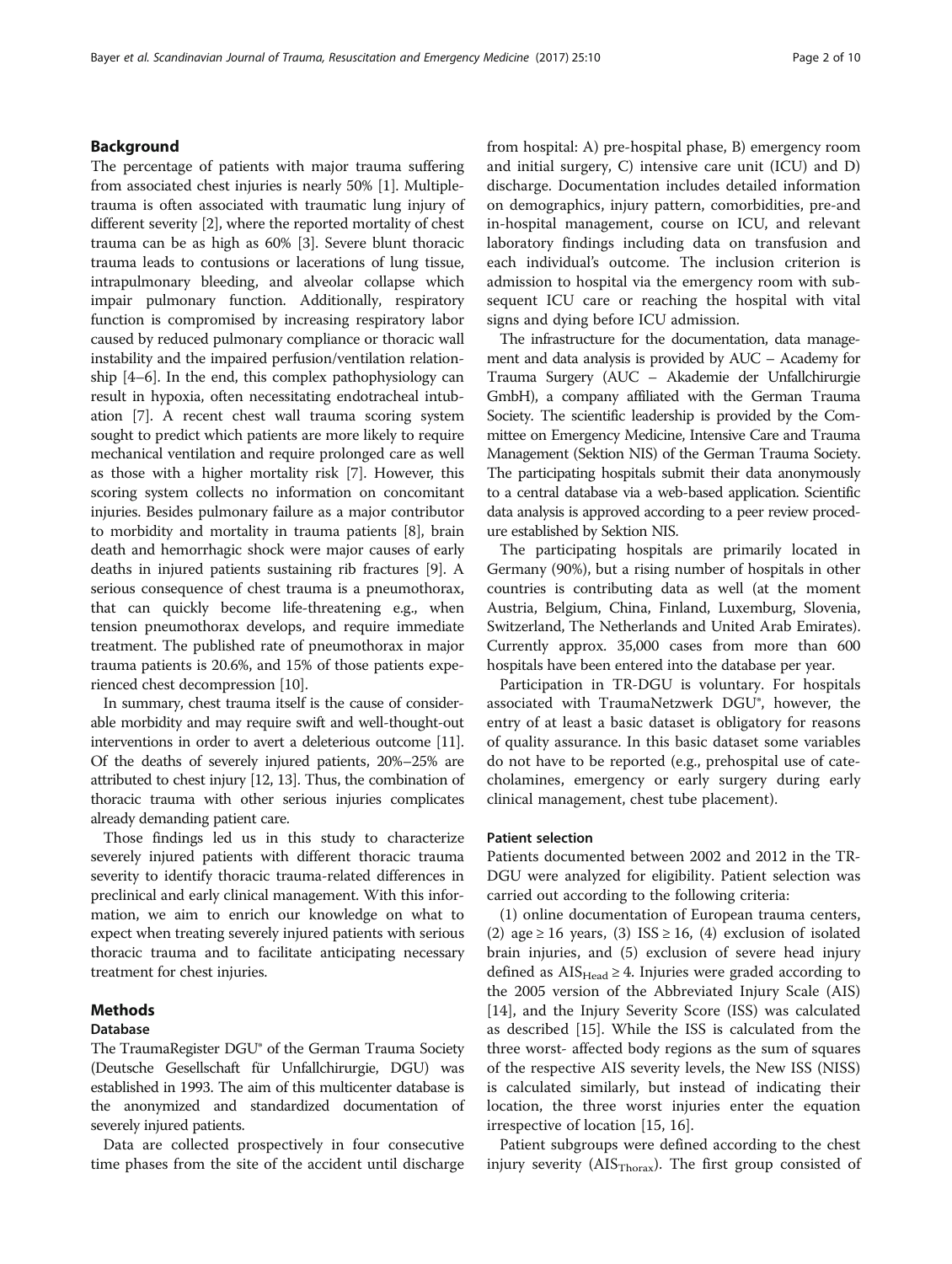## Background

The percentage of patients with major trauma suffering from associated chest injuries is nearly 50% [1]. Multiple-trauma is often associated with traumatic lung injury of different severity [2], where the reported mortality of chest trauma can be as high as 60% [3]. Severe blunt thoracic trauma leads to contusions or lacerations of lung tissue, intrapulmonary bleeding, and alveolar collapse which impair pulmonary function. Additionally, respiratory function is compromised by increasing respiratory labor caused by reduced pulmonary compliance or thoracic wall instability and the impaired perfusion/ventilation relationship [4–6]. In the end, this complex pathophysiology can result in hypoxia, often necessitating endotracheal intubation [7]. A recent chest wall trauma scoring system sought to predict which patients are more likely to require mechanical ventilation and require prolonged care as well as those with a higher mortality risk [7]. However, this scoring system collects no information on concomitant injuries. Besides pulmonary failure as a major contributor to morbidity and mortality in trauma patients [8], brain death and hemorrhagic shock were major causes of early deaths in injured patients sustaining rib fractures [9]. A serious consequence of chest trauma is a pneumothorax, that can quickly become life-threatening e.g., when tension pneumothorax develops, and require immediate treatment. The published rate of pneumothorax in major trauma patients is 20.6%, and 15% of those patients experienced chest decompression [10].

In summary, chest trauma itself is the cause of considerable morbidity and may require swift and well-thought-out interventions in order to avert a deleterious outcome [11]. Of the deaths of severely injured patients, 20%–25% are attributed to chest injury [12, 13]. Thus, the combination of thoracic trauma with other serious injuries complicates already demanding patient care.

Those findings led us in this study to characterize severely injured patients with different thoracic trauma severity to identify thoracic trauma-related differences in preclinical and early clinical management. With this information, we aim to enrich our knowledge on what to expect when treating severely injured patients with serious thoracic trauma and to facilitate anticipating necessary treatment for chest injuries.

## Methods

### Database

The TraumaRegister DGU® of the German Trauma Society (Deutsche Gesellschaft für Unfallchirurgie, DGU) was established in 1993. The aim of this multicenter database is the anonymized and standardized documentation of severely injured patients.

Data are collected prospectively in four consecutive time phases from the site of the accident until discharge from hospital: A) pre-hospital phase, B) emergency room and initial surgery, C) intensive care unit (ICU) and D) discharge. Documentation includes detailed information on demographics, injury pattern, comorbidities, pre-and in-hospital management, course on ICU, and relevant laboratory findings including data on transfusion and each individual's outcome. The inclusion criterion is admission to hospital via the emergency room with subsequent ICU care or reaching the hospital with vital signs and dying before ICU admission.

The infrastructure for the documentation, data management and data analysis is provided by AUC – Academy for Trauma Surgery (AUC – Akademie der Unfallchirurgie GmbH), a company affiliated with the German Trauma Society. The scientific leadership is provided by the Committee on Emergency Medicine, Intensive Care and Trauma Management (Sektion NIS) of the German Trauma Society. The participating hospitals submit their data anonymously to a central database via a web-based application. Scientific data analysis is approved according to a peer review procedure established by Sektion NIS.

The participating hospitals are primarily located in Germany (90%), but a rising number of hospitals in other countries is contributing data as well (at the moment Austria, Belgium, China, Finland, Luxemburg, Slovenia, Switzerland, The Netherlands and United Arab Emirates). Currently approx. 35,000 cases from more than 600 hospitals have been entered into the database per year.

Participation in TR-DGU is voluntary. For hospitals associated with TraumaNetzwerk DGU®, however, the entry of at least a basic dataset is obligatory for reasons of quality assurance. In this basic dataset some variables do not have to be reported (e.g., prehospital use of catecholamines, emergency or early surgery during early clinical management, chest tube placement).

### Patient selection

Patients documented between 2002 and 2012 in the TR-DGU were analyzed for eligibility. Patient selection was carried out according to the following criteria:

(1) online documentation of European trauma centers, (2) age ≥ 16 years, (3) ISS ≥ 16, (4) exclusion of isolated brain injuries, and (5) exclusion of severe head injury defined as $AIS_{Head} \geq 4$. Injuries were graded according to the 2005 version of the Abbreviated Injury Scale (AIS) [14], and the Injury Severity Score (ISS) was calculated as described [15]. While the ISS is calculated from the three worst- affected body regions as the sum of squares of the respective AIS severity levels, the New ISS (NISS) is calculated similarly, but instead of indicating their location, the three worst injuries enter the equation irrespective of location [15, 16].

Patient subgroups were defined according to the chest injury severity ($AIS_{Thorax}$). The first group consisted of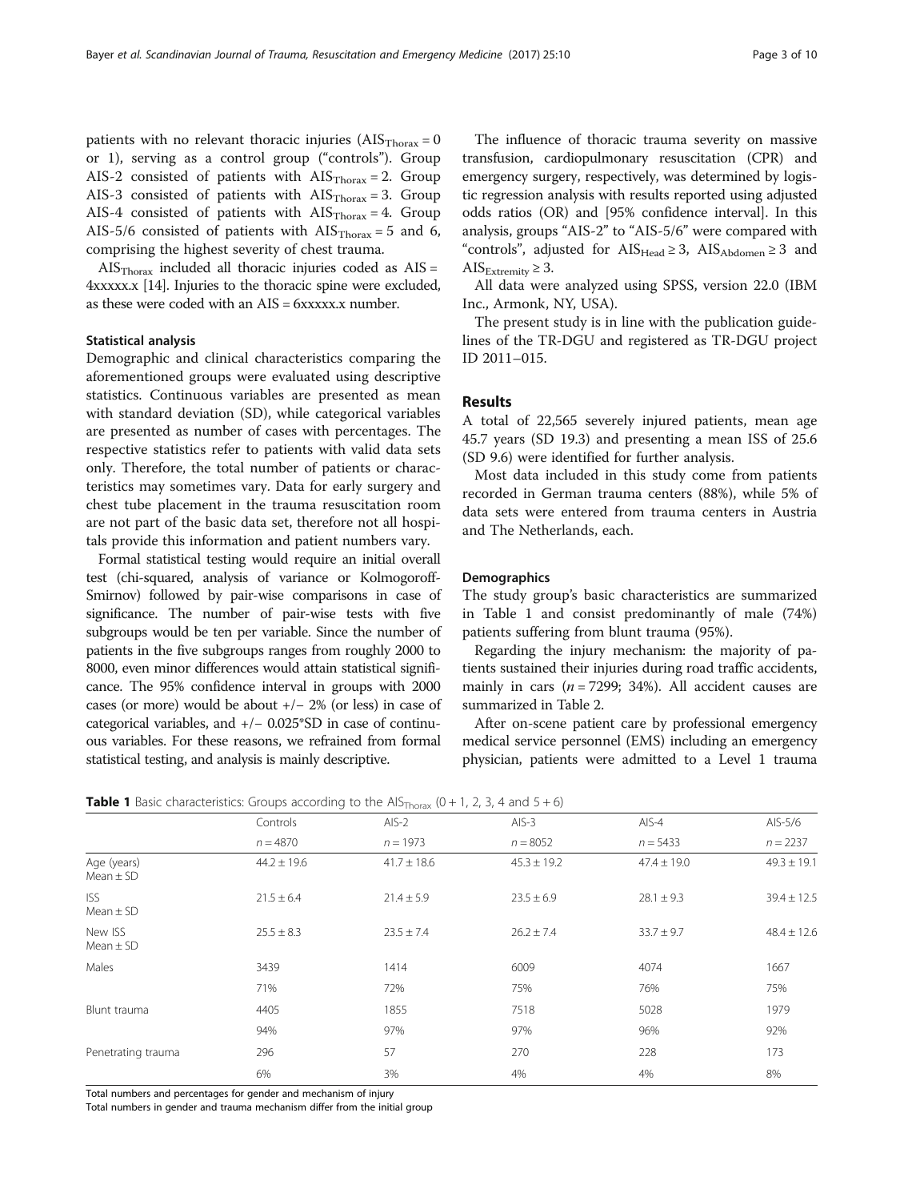patients with no relevant thoracic injuries ($AIS_{Thorax}$ = 0 or 1), serving as a control group ("controls"). Group AIS-2 consisted of patients with $AIS_{Thorax}$ = 2. Group AIS-3 consisted of patients with $AIS_{Thorax}$ = 3. Group AIS-4 consisted of patients with $AIS_{Thorax}$ = 4. Group AIS-5/6 consisted of patients with $AIS_{Thorax}$ = 5 and 6, comprising the highest severity of chest trauma.

$AIS_{Thorax}$ included all thoracic injuries coded as AIS = 4xxxxx.x [14]. Injuries to the thoracic spine were excluded, as these were coded with an AIS = 6xxxxx.x number.

### Statistical analysis

Demographic and clinical characteristics comparing the aforementioned groups were evaluated using descriptive statistics. Continuous variables are presented as mean with standard deviation (SD), while categorical variables are presented as number of cases with percentages. The respective statistics refer to patients with valid data sets only. Therefore, the total number of patients or characteristics may sometimes vary. Data for early surgery and chest tube placement in the trauma resuscitation room are not part of the basic data set, therefore not all hospitals provide this information and patient numbers vary.

Formal statistical testing would require an initial overall test (chi-squared, analysis of variance or Kolmogoroff-Smirnov) followed by pair-wise comparisons in case of significance. The number of pair-wise tests with five subgroups would be ten per variable. Since the number of patients in the five subgroups ranges from roughly 2000 to 8000, even minor differences would attain statistical significance. The 95% confidence interval in groups with 2000 cases (or more) would be about +/− 2% (or less) in case of categorical variables, and +/− 0.025*SD in case of continuous variables. For these reasons, we refrained from formal statistical testing, and analysis is mainly descriptive.

The influence of thoracic trauma severity on massive transfusion, cardiopulmonary resuscitation (CPR) and emergency surgery, respectively, was determined by logistic regression analysis with results reported using adjusted odds ratios (OR) and [95% confidence interval]. In this analysis, groups "AIS-2" to "AIS-5/6" were compared with "controls", adjusted for $AIS_{Head} \geq 3$, $AIS_{Abdomen} \geq 3$ and $AIS_{Extremity} \geq 3$.

All data were analyzed using SPSS, version 22.0 (IBM Inc., Armonk, NY, USA).

The present study is in line with the publication guidelines of the TR-DGU and registered as TR-DGU project ID 2011–015.

## Results

A total of 22,565 severely injured patients, mean age 45.7 years (SD 19.3) and presenting a mean ISS of 25.6 (SD 9.6) were identified for further analysis.

Most data included in this study come from patients recorded in German trauma centers (88%), while 5% of data sets were entered from trauma centers in Austria and The Netherlands, each.

### Demographics

The study group's basic characteristics are summarized in Table 1 and consist predominantly of male (74%) patients suffering from blunt trauma (95%).

Regarding the injury mechanism: the majority of patients sustained their injuries during road traffic accidents, mainly in cars ($n$ = 7299; 34%). All accident causes are summarized in Table 2.

After on-scene patient care by professional emergency medical service personnel (EMS) including an emergency physician, patients were admitted to a Level 1 trauma

**Table 1** Basic characteristics: Groups according to the $AIS_{Thorax}$ (0 + 1, 2, 3, 4 and 5 + 6)

| | Controls | AIS-2 | AIS-3 | AIS-4 | AIS-5/6 |
|---|---|---|---|---|---|
| | $n$ = 4870 | $n$ = 1973 | $n$ = 8052 | $n$ = 5433 | $n$ = 2237 |
| Age (years) Mean ± SD | 44.2 ± 19.6 | 41.7 ± 18.6 | 45.3 ± 19.2 | 47.4 ± 19.0 | 49.3 ± 19.1 |
| ISS Mean ± SD | 21.5 ± 6.4 | 21.4 ± 5.9 | 23.5 ± 6.9 | 28.1 ± 9.3 | 39.4 ± 12.5 |
| New ISS Mean ± SD | 25.5 ± 8.3 | 23.5 ± 7.4 | 26.2 ± 7.4 | 33.7 ± 9.7 | 48.4 ± 12.6 |
| Males | 3439 | 1414 | 6009 | 4074 | 1667 |
| | 71% | 72% | 75% | 76% | 75% |
| Blunt trauma | 4405 | 1855 | 7518 | 5028 | 1979 |
| | 94% | 97% | 97% | 96% | 92% |
| Penetrating trauma | 296 | 57 | 270 | 228 | 173 |
| | 6% | 3% | 4% | 4% | 8% |

Total numbers and percentages for gender and mechanism of injury

Total numbers in gender and trauma mechanism differ from the initial group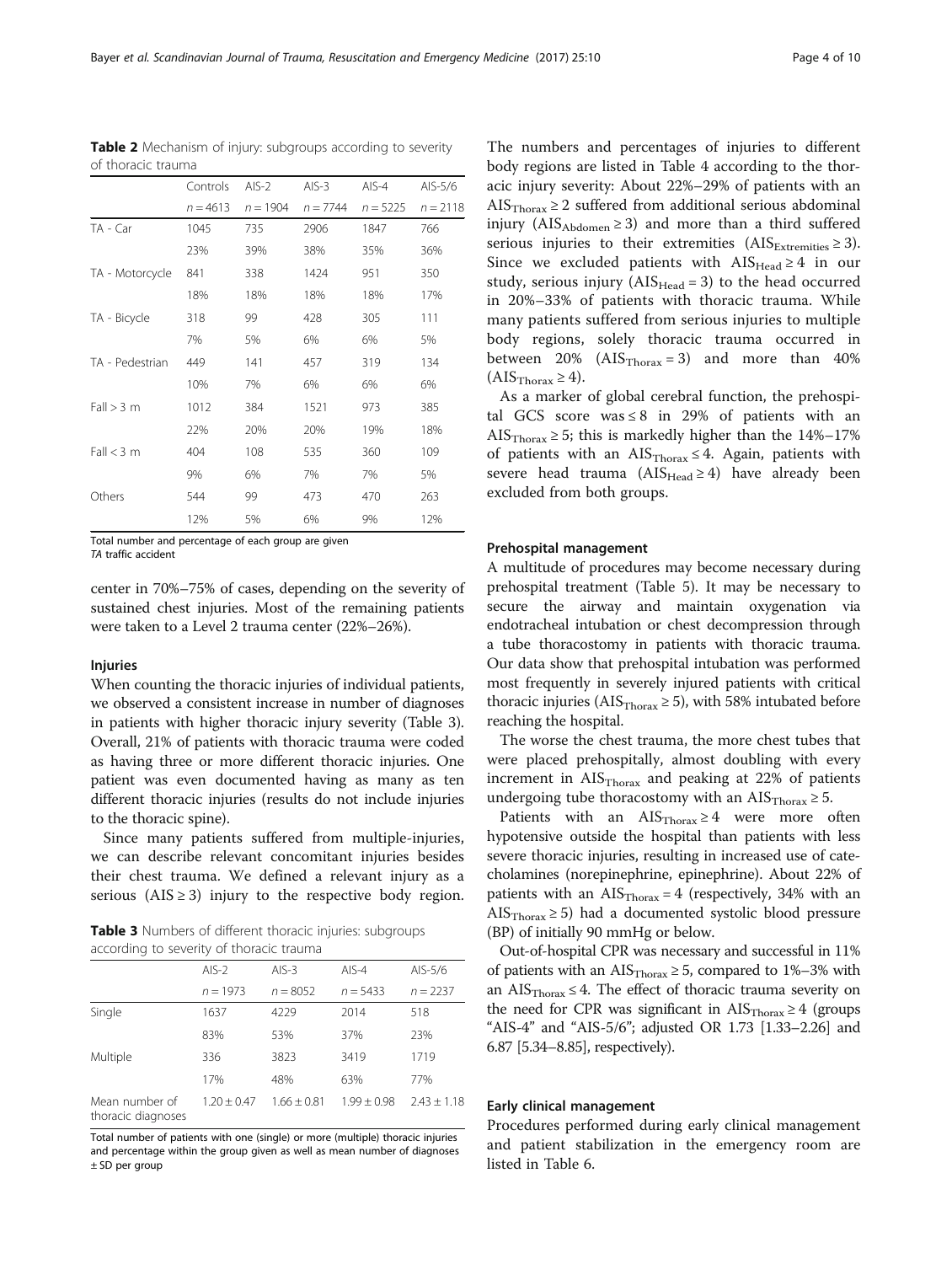**Table 2** Mechanism of injury: subgroups according to severity of thoracic trauma

| | Controls | AIS-2 | AIS-3 | AIS-4 | AIS-5/6 |
|---|---|---|---|---|---|
| | $n = 4613$ | $n = 1904$ | $n = 7744$ | $n = 5225$ | $n = 2118$ |
| TA - Car | 1045 | 735 | 2906 | 1847 | 766 |
| | 23% | 39% | 38% | 35% | 36% |
| TA - Motorcycle | 841 | 338 | 1424 | 951 | 350 |
| | 18% | 18% | 18% | 18% | 17% |
| TA - Bicycle | 318 | 99 | 428 | 305 | 111 |
| | 7% | 5% | 6% | 6% | 5% |
| TA - Pedestrian | 449 | 141 | 457 | 319 | 134 |
| | 10% | 7% | 6% | 6% | 6% |
| Fall > 3 m | 1012 | 384 | 1521 | 973 | 385 |
| | 22% | 20% | 20% | 19% | 18% |
| Fall < 3 m | 404 | 108 | 535 | 360 | 109 |
| | 9% | 6% | 7% | 7% | 5% |
| Others | 544 | 99 | 473 | 470 | 263 |
| | 12% | 5% | 6% | 9% | 12% |

Total number and percentage of each group are given
*TA* traffic accident

center in 70%–75% of cases, depending on the severity of sustained chest injuries. Most of the remaining patients were taken to a Level 2 trauma center (22%–26%).

### Injuries

When counting the thoracic injuries of individual patients, we observed a consistent increase in number of diagnoses in patients with higher thoracic injury severity (Table 3). Overall, 21% of patients with thoracic trauma were coded as having three or more different thoracic injuries. One patient was even documented having as many as ten different thoracic injuries (results do not include injuries to the thoracic spine).

Since many patients suffered from multiple-injuries, we can describe relevant concomitant injuries besides their chest trauma. We defined a relevant injury as a serious ($AIS \geq 3$) injury to the respective body region.

**Table 3** Numbers of different thoracic injuries: subgroups according to severity of thoracic trauma

| | AIS-2 | AIS-3 | AIS-4 | AIS-5/6 |
|---|---|---|---|---|
| | $n = 1973$ | $n = 8052$ | $n = 5433$ | $n = 2237$ |
| Single | 1637 | 4229 | 2014 | 518 |
| | 83% | 53% | 37% | 23% |
| Multiple | 336 | 3823 | 3419 | 1719 |
| | 17% | 48% | 63% | 77% |
| Mean number of thoracic diagnoses | $1.20 \pm 0.47$ | $1.66 \pm 0.81$ | $1.99 \pm 0.98$ | $2.43 \pm 1.18$ |

Total number of patients with one (single) or more (multiple) thoracic injuries and percentage within the group given as well as mean number of diagnoses ± SD per group

The numbers and percentages of injuries to different body regions are listed in Table 4 according to the thoracic injury severity: About 22%–29% of patients with an $AIS_{Thorax} \geq 2$ suffered from additional serious abdominal injury ($AIS_{Abdomen} \geq 3$) and more than a third suffered serious injuries to their extremities ($AIS_{Extremities} \geq 3$). Since we excluded patients with $AIS_{Head} \geq 4$ in our study, serious injury ($AIS_{Head} = 3$) to the head occurred in 20%–33% of patients with thoracic trauma. While many patients suffered from serious injuries to multiple body regions, solely thoracic trauma occurred in between 20% ($AIS_{Thorax} = 3$) and more than 40% ($AIS_{Thorax} \geq 4$).

As a marker of global cerebral function, the prehospital GCS score was ≤ 8 in 29% of patients with an $AIS_{Thorax} \geq 5$; this is markedly higher than the 14%–17% of patients with an $AIS_{Thorax} \leq 4$. Again, patients with severe head trauma ($AIS_{Head} \geq 4$) have already been excluded from both groups.

### Prehospital management

A multitude of procedures may become necessary during prehospital treatment (Table 5). It may be necessary to secure the airway and maintain oxygenation via endotracheal intubation or chest decompression through a tube thoracostomy in patients with thoracic trauma. Our data show that prehospital intubation was performed most frequently in severely injured patients with critical thoracic injuries ($AIS_{Thorax} \geq 5$), with 58% intubated before reaching the hospital.

The worse the chest trauma, the more chest tubes that were placed prehospitally, almost doubling with every increment in $AIS_{Thorax}$ and peaking at 22% of patients undergoing tube thoracostomy with an $AIS_{Thorax} \geq 5$.

Patients with an $AIS_{Thorax} \geq 4$ were more often hypotensive outside the hospital than patients with less severe thoracic injuries, resulting in increased use of catecholamines (norepinephrine, epinephrine). About 22% of patients with an $AIS_{Thorax} = 4$ (respectively, 34% with an $AIS_{Thorax} \geq 5$) had a documented systolic blood pressure (BP) of initially 90 mmHg or below.

Out-of-hospital CPR was necessary and successful in 11% of patients with an $AIS_{Thorax} \geq 5$, compared to 1%–3% with an $AIS_{Thorax} \leq 4$. The effect of thoracic trauma severity on the need for CPR was significant in $AIS_{Thorax} \geq 4$ (groups "AIS-4" and "AIS-5/6"; adjusted OR 1.73 [1.33–2.26] and 6.87 [5.34–8.85], respectively).

### Early clinical management

Procedures performed during early clinical management and patient stabilization in the emergency room are listed in Table 6.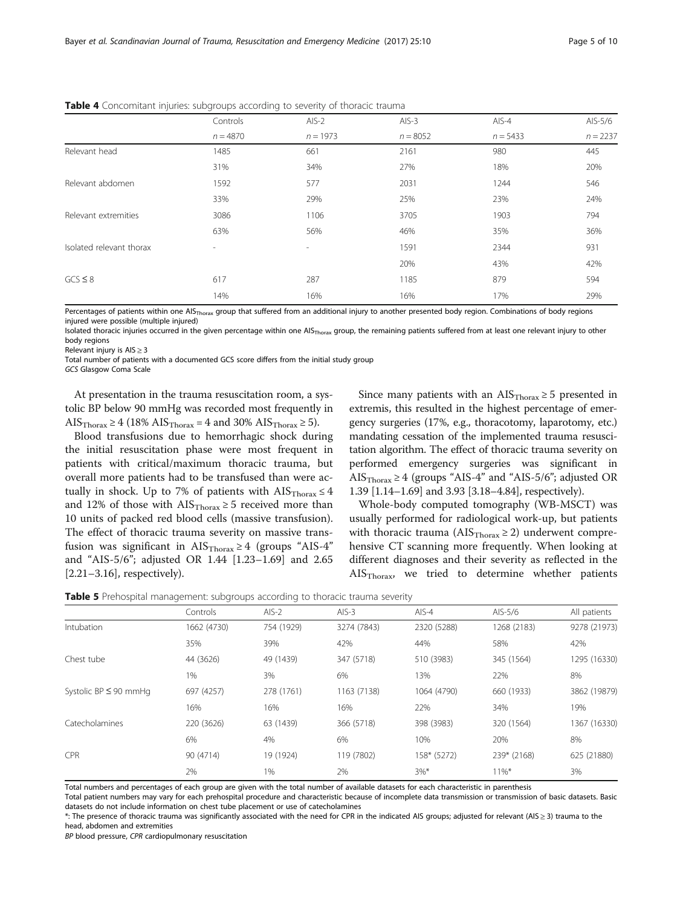**Table 4** Concomitant injuries: subgroups according to severity of thoracic trauma

| | Controls | AIS-2 | AIS-3 | AIS-4 | AIS-5/6 |
|---|---|---|---|---|---|
| | $n = 4870$ | $n = 1973$ | $n = 8052$ | $n = 5433$ | $n = 2237$ |
| Relevant head | 1485 | 661 | 2161 | 980 | 445 |
| | 31% | 34% | 27% | 18% | 20% |
| Relevant abdomen | 1592 | 577 | 2031 | 1244 | 546 |
| | 33% | 29% | 25% | 23% | 24% |
| Relevant extremities | 3086 | 1106 | 3705 | 1903 | 794 |
| | 63% | 56% | 46% | 35% | 36% |
| Isolated relevant thorax | - | - | 1591 | 2344 | 931 |
| | | | 20% | 43% | 42% |
| GCS ≤ 8 | 617 | 287 | 1185 | 879 | 594 |
| | 14% | 16% | 16% | 17% | 29% |

Percentages of patients within one $AIS_{Thorax}$ group that suffered from an additional injury to another presented body region. Combinations of body regions injured were possible (multiple injured)

Isolated thoracic injuries occurred in the given percentage within one $AIS_{Thorax}$ group, the remaining patients suffered from at least one relevant injury to other body regions

Relevant injury is AIS ≥ 3

Total number of patients with a documented GCS score differs from the initial study group

*GCS* Glasgow Coma Scale

At presentation in the trauma resuscitation room, a systolic BP below 90 mmHg was recorded most frequently in $AIS_{Thorax} \geq 4$ (18% $AIS_{Thorax} = 4$ and 30% $AIS_{Thorax} \geq 5$).

Blood transfusions due to hemorrhagic shock during the initial resuscitation phase were most frequent in patients with critical/maximum thoracic trauma, but overall more patients had to be transfused than were actually in shock. Up to 7% of patients with $AIS_{Thorax} \leq 4$ and 12% of those with $AIS_{Thorax} \geq 5$ received more than 10 units of packed red blood cells (massive transfusion). The effect of thoracic trauma severity on massive transfusion was significant in $AIS_{Thorax} \geq 4$ (groups "AIS-4" and "AIS-5/6"; adjusted OR 1.44 [1.23–1.69] and 2.65 [2.21–3.16], respectively).

Since many patients with an $AIS_{Thorax} \geq 5$ presented in extremis, this resulted in the highest percentage of emergency surgeries (17%, e.g., thoracotomy, laparotomy, etc.) mandating cessation of the implemented trauma resuscitation algorithm. The effect of thoracic trauma severity on performed emergency surgeries was significant in $AIS_{Thorax} \geq 4$ (groups "AIS-4" and "AIS-5/6"; adjusted OR 1.39 [1.14–1.69] and 3.93 [3.18–4.84], respectively).

Whole-body computed tomography (WB-MSCT) was usually performed for radiological work-up, but patients with thoracic trauma ($AIS_{Thorax} \geq 2$) underwent comprehensive CT scanning more frequently. When looking at different diagnoses and their severity as reflected in the $AIS_{Thorax}$, we tried to determine whether patients

**Table 5** Prehospital management: subgroups according to thoracic trauma severity

| | Controls | AIS-2 | AIS-3 | AIS-4 | AIS-5/6 | All patients |
|---|---|---|---|---|---|---|
| Intubation | 1662 (4730) | 754 (1929) | 3274 (7843) | 2320 (5288) | 1268 (2183) | 9278 (21973) |
| | 35% | 39% | 42% | 44% | 58% | 42% |
| Chest tube | 44 (3626) | 49 (1439) | 347 (5718) | 510 (3983) | 345 (1564) | 1295 (16330) |
| | 1% | 3% | 6% | 13% | 22% | 8% |
| Systolic BP ≤ 90 mmHg | 697 (4257) | 278 (1761) | 1163 (7138) | 1064 (4790) | 660 (1933) | 3862 (19879) |
| | 16% | 16% | 16% | 22% | 34% | 19% |
| Catecholamines | 220 (3626) | 63 (1439) | 366 (5718) | 398 (3983) | 320 (1564) | 1367 (16330) |
| | 6% | 4% | 6% | 10% | 20% | 8% |
| CPR | 90 (4714) | 19 (1924) | 119 (7802) | 158* (5272) | 239* (2168) | 625 (21880) |
| | 2% | 1% | 2% | 3%* | 11%* | 3% |

Total numbers and percentages of each group are given with the total number of available datasets for each characteristic in parenthesis

Total patient numbers may vary for each prehospital procedure and characteristic because of incomplete data transmission or transmission of basic datasets. Basic datasets do not include information on chest tube placement or use of catecholamines

*: The presence of thoracic trauma was significantly associated with the need for CPR in the indicated AIS groups; adjusted for relevant (AIS ≥ 3) trauma to the head, abdomen and extremities

*BP* blood pressure, *CPR* cardiopulmonary resuscitation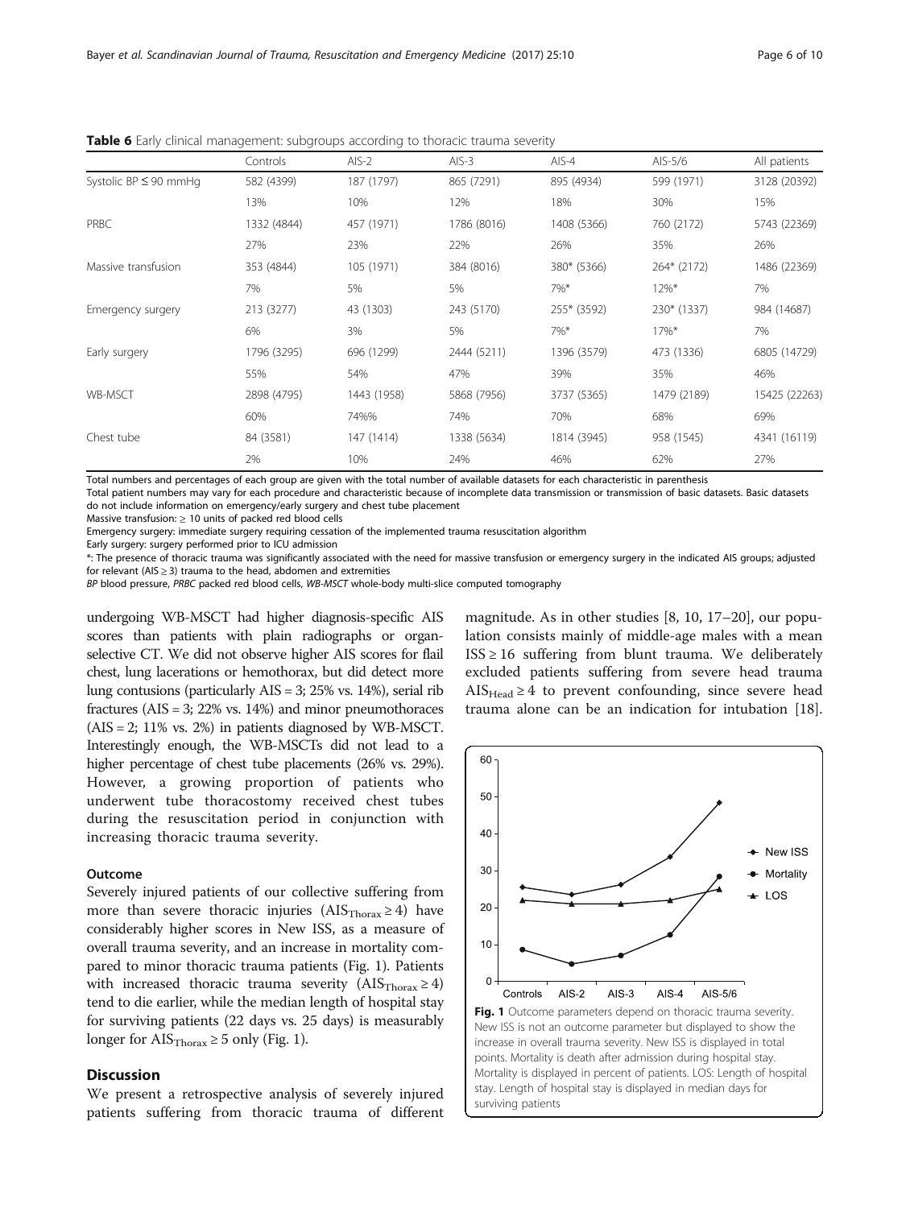**Table 6** Early clinical management: subgroups according to thoracic trauma severity

| | Controls | AIS-2 | AIS-3 | AIS-4 | AIS-5/6 | All patients |
|---|---|---|---|---|---|---|
| Systolic BP ≤ 90 mmHg | 582 (4399) | 187 (1797) | 865 (7291) | 895 (4934) | 599 (1971) | 3128 (20392) |
| | 13% | 10% | 12% | 18% | 30% | 15% |
| PRBC | 1332 (4844) | 457 (1971) | 1786 (8016) | 1408 (5366) | 760 (2172) | 5743 (22369) |
| | 27% | 23% | 22% | 26% | 35% | 26% |
| Massive transfusion | 353 (4844) | 105 (1971) | 384 (8016) | 380* (5366) | 264* (2172) | 1486 (22369) |
| | 7% | 5% | 5% | 7%* | 12%* | 7% |
| Emergency surgery | 213 (3277) | 43 (1303) | 243 (5170) | 255* (3592) | 230* (1337) | 984 (14687) |
| | 6% | 3% | 5% | 7%* | 17%* | 7% |
| Early surgery | 1796 (3295) | 696 (1299) | 2444 (5211) | 1396 (3579) | 473 (1336) | 6805 (14729) |
| | 55% | 54% | 47% | 39% | 35% | 46% |
| WB-MSCT | 2898 (4795) | 1443 (1958) | 5868 (7956) | 3737 (5365) | 1479 (2189) | 15425 (22263) |
| | 60% | 74%% | 74% | 70% | 68% | 69% |
| Chest tube | 84 (3581) | 147 (1414) | 1338 (5634) | 1814 (3945) | 958 (1545) | 4341 (16119) |
| | 2% | 10% | 24% | 46% | 62% | 27% |

Total numbers and percentages of each group are given with the total number of available datasets for each characteristic in parenthesis

Total patient numbers may vary for each procedure and characteristic because of incomplete data transmission or transmission of basic datasets. Basic datasets do not include information on emergency/early surgery and chest tube placement

Massive transfusion: ≥ 10 units of packed red blood cells

Emergency surgery: immediate surgery requiring cessation of the implemented trauma resuscitation algorithm

Early surgery: surgery performed prior to ICU admission

*: The presence of thoracic trauma was significantly associated with the need for massive transfusion or emergency surgery in the indicated AIS groups; adjusted for relevant (AIS ≥ 3) trauma to the head, abdomen and extremities

*BP* blood pressure, *PRBC* packed red blood cells, *WB-MSCT* whole-body multi-slice computed tomography

undergoing WB-MSCT had higher diagnosis-specific AIS scores than patients with plain radiographs or organ-selective CT. We did not observe higher AIS scores for flail chest, lung lacerations or hemothorax, but did detect more lung contusions (particularly AIS = 3; 25% vs. 14%), serial rib fractures (AIS = 3; 22% vs. 14%) and minor pneumothoraces (AIS = 2; 11% vs. 2%) in patients diagnosed by WB-MSCT. Interestingly enough, the WB-MSCTs did not lead to a higher percentage of chest tube placements (26% vs. 29%). However, a growing proportion of patients who underwent tube thoracostomy received chest tubes during the resuscitation period in conjunction with increasing thoracic trauma severity.

### Outcome

Severely injured patients of our collective suffering from more than severe thoracic injuries ($AIS_{Thorax} \geq 4$) have considerably higher scores in New ISS, as a measure of overall trauma severity, and an increase in mortality compared to minor thoracic trauma patients (Fig. 1). Patients with increased thoracic trauma severity ($AIS_{Thorax} \geq 4$) tend to die earlier, while the median length of hospital stay for surviving patients (22 days vs. 25 days) is measurably longer for $AIS_{Thorax} \geq 5$ only (Fig. 1).

## Discussion

We present a retrospective analysis of severely injured patients suffering from thoracic trauma of different magnitude. As in other studies [8, 10, 17–20], our population consists mainly of middle-age males with a mean ISS ≥ 16 suffering from blunt trauma. We deliberately excluded patients suffering from severe head trauma $AIS_{Head} \geq 4$ to prevent confounding, since severe head trauma alone can be an indication for intubation [18].

**Fig. 1** Outcome parameters depend on thoracic trauma severity. New ISS is not an outcome parameter but displayed to show the increase in overall trauma severity. New ISS is displayed in total points. Mortality is death after admission during hospital stay. Mortality is displayed in percent of patients. LOS: Length of hospital stay. Length of hospital stay is displayed in median days for surviving patients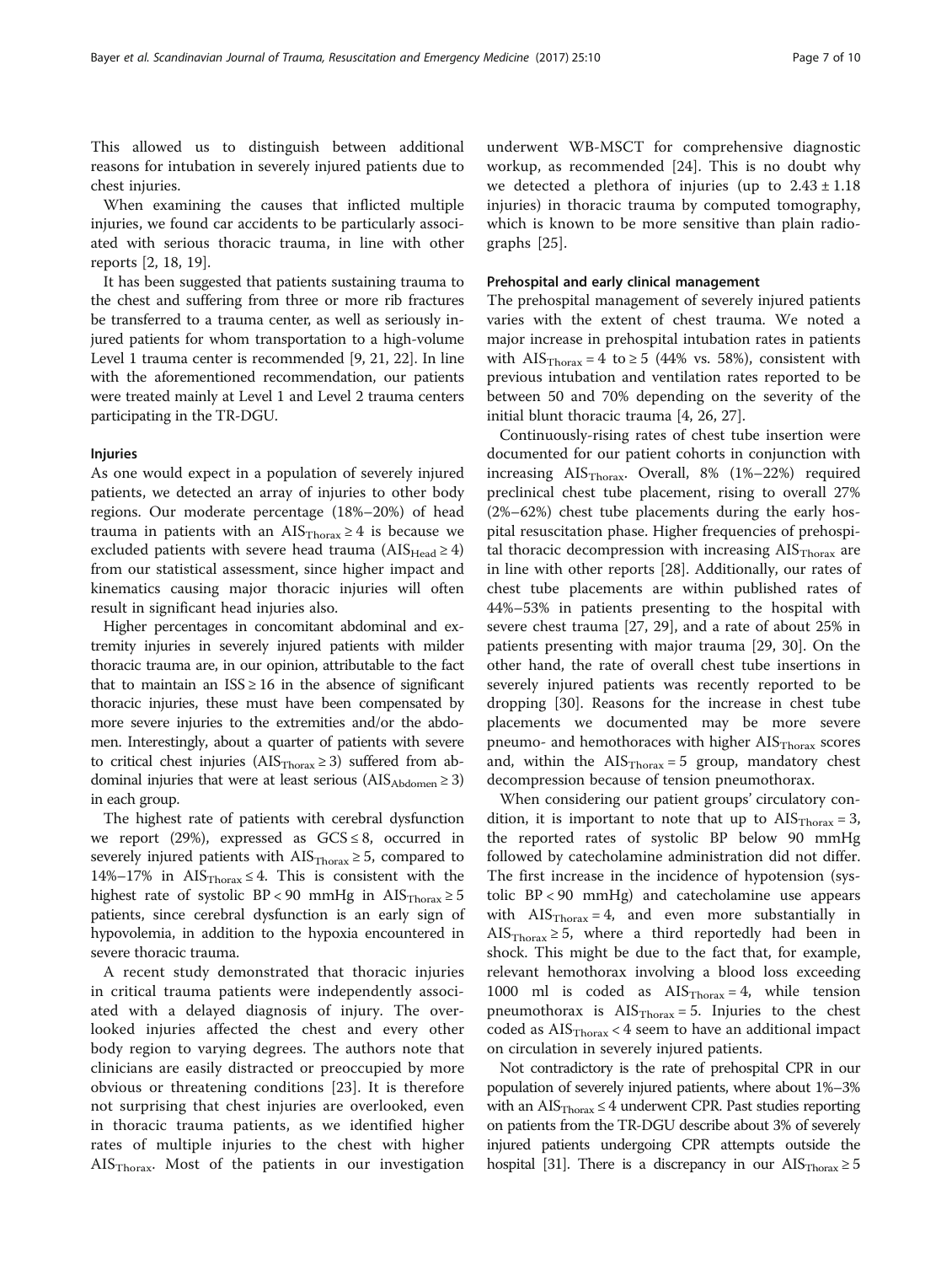This allowed us to distinguish between additional reasons for intubation in severely injured patients due to chest injuries.

When examining the causes that inflicted multiple injuries, we found car accidents to be particularly associated with serious thoracic trauma, in line with other reports [2, 18, 19].

It has been suggested that patients sustaining trauma to the chest and suffering from three or more rib fractures be transferred to a trauma center, as well as seriously injured patients for whom transportation to a high-volume Level 1 trauma center is recommended [9, 21, 22]. In line with the aforementioned recommendation, our patients were treated mainly at Level 1 and Level 2 trauma centers participating in the TR-DGU.

### Injuries

As one would expect in a population of severely injured patients, we detected an array of injuries to other body regions. Our moderate percentage (18%–20%) of head trauma in patients with an $AIS_{Thorax} \geq 4$ is because we excluded patients with severe head trauma ($AIS_{Head} \geq 4$) from our statistical assessment, since higher impact and kinematics causing major thoracic injuries will often result in significant head injuries also.

Higher percentages in concomitant abdominal and extremity injuries in severely injured patients with milder thoracic trauma are, in our opinion, attributable to the fact that to maintain an $ISS \geq 16$ in the absence of significant thoracic injuries, these must have been compensated by more severe injuries to the extremities and/or the abdomen. Interestingly, about a quarter of patients with severe to critical chest injuries ($AIS_{Thorax} \geq 3$) suffered from abdominal injuries that were at least serious ($AIS_{Abdomen} \geq 3$) in each group.

The highest rate of patients with cerebral dysfunction we report (29%), expressed as $GCS \leq 8$, occurred in severely injured patients with $AIS_{Thorax} \geq 5$, compared to 14%–17% in $AIS_{Thorax} \leq 4$. This is consistent with the highest rate of systolic BP < 90 mmHg in $AIS_{Thorax} \geq 5$ patients, since cerebral dysfunction is an early sign of hypovolemia, in addition to the hypoxia encountered in severe thoracic trauma.

A recent study demonstrated that thoracic injuries in critical trauma patients were independently associated with a delayed diagnosis of injury. The overlooked injuries affected the chest and every other body region to varying degrees. The authors note that clinicians are easily distracted or preoccupied by more obvious or threatening conditions [23]. It is therefore not surprising that chest injuries are overlooked, even in thoracic trauma patients, as we identified higher rates of multiple injuries to the chest with higher $AIS_{Thorax}$. Most of the patients in our investigation underwent WB-MSCT for comprehensive diagnostic workup, as recommended [24]. This is no doubt why we detected a plethora of injuries (up to $2.43 \pm 1.18$ injuries) in thoracic trauma by computed tomography, which is known to be more sensitive than plain radiographs [25].

### Prehospital and early clinical management

The prehospital management of severely injured patients varies with the extent of chest trauma. We noted a major increase in prehospital intubation rates in patients with $AIS_{Thorax} = 4$ to $\geq 5$ (44% vs. 58%), consistent with previous intubation and ventilation rates reported to be between 50 and 70% depending on the severity of the initial blunt thoracic trauma [4, 26, 27].

Continuously-rising rates of chest tube insertion were documented for our patient cohorts in conjunction with increasing $AIS_{Thorax}$. Overall, 8% (1%–22%) required preclinical chest tube placement, rising to overall 27% (2%–62%) chest tube placements during the early hospital resuscitation phase. Higher frequencies of prehospital thoracic decompression with increasing $AIS_{Thorax}$ are in line with other reports [28]. Additionally, our rates of chest tube placements are within published rates of 44%–53% in patients presenting to the hospital with severe chest trauma [27, 29], and a rate of about 25% in patients presenting with major trauma [29, 30]. On the other hand, the rate of overall chest tube insertions in severely injured patients was recently reported to be dropping [30]. Reasons for the increase in chest tube placements we documented may be more severe pneumo- and hemothoraces with higher $AIS_{Thorax}$ scores and, within the $AIS_{Thorax} = 5$ group, mandatory chest decompression because of tension pneumothorax.

When considering our patient groups' circulatory condition, it is important to note that up to $AIS_{Thorax} = 3$, the reported rates of systolic BP below 90 mmHg followed by catecholamine administration did not differ. The first increase in the incidence of hypotension (systolic BP < 90 mmHg) and catecholamine use appears with $AIS_{Thorax} = 4$, and even more substantially in $AIS_{Thorax} \geq 5$, where a third reportedly had been in shock. This might be due to the fact that, for example, relevant hemothorax involving a blood loss exceeding 1000 ml is coded as $AIS_{Thorax} = 4$, while tension pneumothorax is $AIS_{Thorax} = 5$. Injuries to the chest coded as $AIS_{Thorax} < 4$ seem to have an additional impact on circulation in severely injured patients.

Not contradictory is the rate of prehospital CPR in our population of severely injured patients, where about 1%–3% with an $AIS_{Thorax} \leq 4$ underwent CPR. Past studies reporting on patients from the TR-DGU describe about 3% of severely injured patients undergoing CPR attempts outside the hospital [31]. There is a discrepancy in our $AIS_{Thorax} \geq 5$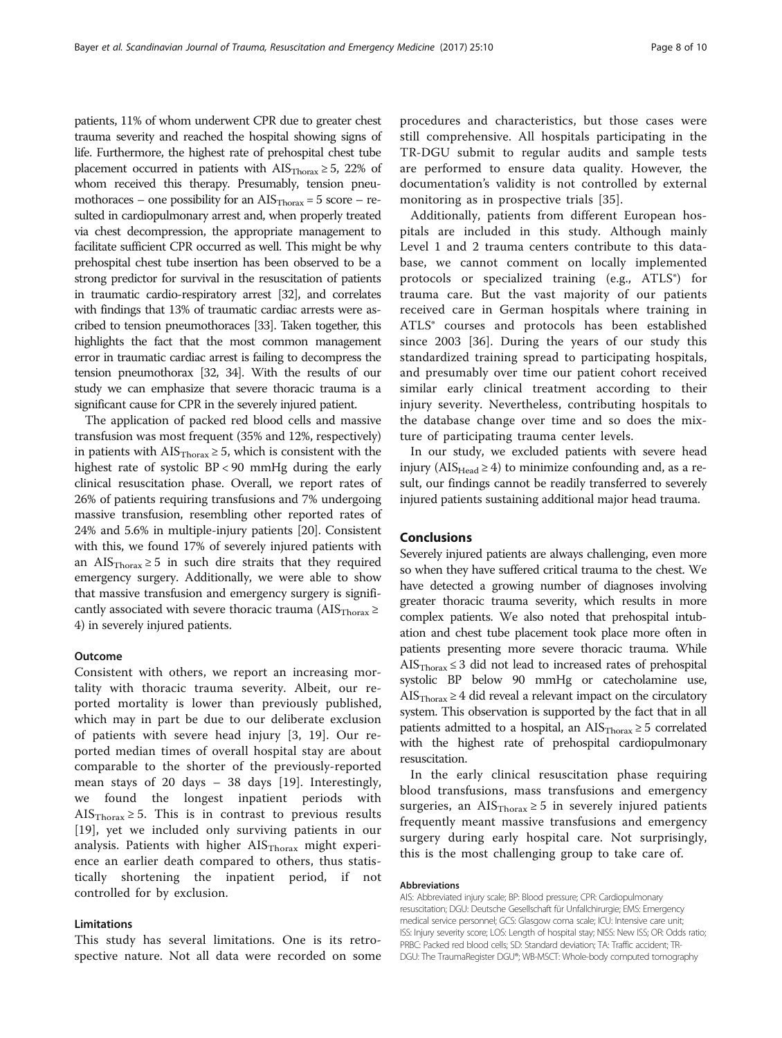patients, 11% of whom underwent CPR due to greater chest trauma severity and reached the hospital showing signs of life. Furthermore, the highest rate of prehospital chest tube placement occurred in patients with $AIS_{Thorax} \geq 5$, 22% of whom received this therapy. Presumably, tension pneumothoraces – one possibility for an $AIS_{Thorax} = 5$ score – resulted in cardiopulmonary arrest and, when properly treated via chest decompression, the appropriate management to facilitate sufficient CPR occurred as well. This might be why prehospital chest tube insertion has been observed to be a strong predictor for survival in the resuscitation of patients in traumatic cardio-respiratory arrest [32], and correlates with findings that 13% of traumatic cardiac arrests were ascribed to tension pneumothoraces [33]. Taken together, this highlights the fact that the most common management error in traumatic cardiac arrest is failing to decompress the tension pneumothorax [32, 34]. With the results of our study we can emphasize that severe thoracic trauma is a significant cause for CPR in the severely injured patient.

The application of packed red blood cells and massive transfusion was most frequent (35% and 12%, respectively) in patients with $AIS_{Thorax} \geq 5$, which is consistent with the highest rate of systolic BP < 90 mmHg during the early clinical resuscitation phase. Overall, we report rates of 26% of patients requiring transfusions and 7% undergoing massive transfusion, resembling other reported rates of 24% and 5.6% in multiple-injury patients [20]. Consistent with this, we found 17% of severely injured patients with an $AIS_{Thorax} \geq 5$ in such dire straits that they required emergency surgery. Additionally, we were able to show that massive transfusion and emergency surgery is significantly associated with severe thoracic trauma ($AIS_{Thorax} \geq 4$) in severely injured patients.

### Outcome

Consistent with others, we report an increasing mortality with thoracic trauma severity. Albeit, our reported mortality is lower than previously published, which may in part be due to our deliberate exclusion of patients with severe head injury [3, 19]. Our reported median times of overall hospital stay are about comparable to the shorter of the previously-reported mean stays of 20 days – 38 days [19]. Interestingly, we found the longest inpatient periods with $AIS_{Thorax} \geq 5$. This is in contrast to previous results [19], yet we included only surviving patients in our analysis. Patients with higher $AIS_{Thorax}$ might experience an earlier death compared to others, thus statistically shortening the inpatient period, if not controlled for by exclusion.

### Limitations

This study has several limitations. One is its retrospective nature. Not all data were recorded on some procedures and characteristics, but those cases were still comprehensive. All hospitals participating in the TR-DGU submit to regular audits and sample tests are performed to ensure data quality. However, the documentation's validity is not controlled by external monitoring as in prospective trials [35].

Additionally, patients from different European hospitals are included in this study. Although mainly Level 1 and 2 trauma centers contribute to this database, we cannot comment on locally implemented protocols or specialized training (e.g., ATLS®) for trauma care. But the vast majority of our patients received care in German hospitals where training in ATLS® courses and protocols has been established since 2003 [36]. During the years of our study this standardized training spread to participating hospitals, and presumably over time our patient cohort received similar early clinical treatment according to their injury severity. Nevertheless, contributing hospitals to the database change over time and so does the mixture of participating trauma center levels.

In our study, we excluded patients with severe head injury ($AIS_{Head} \geq 4$) to minimize confounding and, as a result, our findings cannot be readily transferred to severely injured patients sustaining additional major head trauma.

## Conclusions

Severely injured patients are always challenging, even more so when they have suffered critical trauma to the chest. We have detected a growing number of diagnoses involving greater thoracic trauma severity, which results in more complex patients. We also noted that prehospital intubation and chest tube placement took place more often in patients presenting more severe thoracic trauma. While $AIS_{Thorax} \leq 3$ did not lead to increased rates of prehospital systolic BP below 90 mmHg or catecholamine use, $AIS_{Thorax} \geq 4$ did reveal a relevant impact on the circulatory system. This observation is supported by the fact that in all patients admitted to a hospital, an $AIS_{Thorax} \geq 5$ correlated with the highest rate of prehospital cardiopulmonary resuscitation.

In the early clinical resuscitation phase requiring blood transfusions, mass transfusions and emergency surgeries, an $AIS_{Thorax} \geq 5$ in severely injured patients frequently meant massive transfusions and emergency surgery during early hospital care. Not surprisingly, this is the most challenging group to take care of.

#### Abbreviations

AIS: Abbreviated injury scale; BP: Blood pressure; CPR: Cardiopulmonary resuscitation; DGU: Deutsche Gesellschaft für Unfallchirurgie; EMS: Emergency medical service personnel; GCS: Glasgow coma scale; ICU: Intensive care unit; ISS: Injury severity score; LOS: Length of hospital stay; NISS: New ISS; OR: Odds ratio; PRBC: Packed red blood cells; SD: Standard deviation; TA: Traffic accident; TR-DGU: The TraumaRegister DGU®; WB-MSCT: Whole-body computed tomography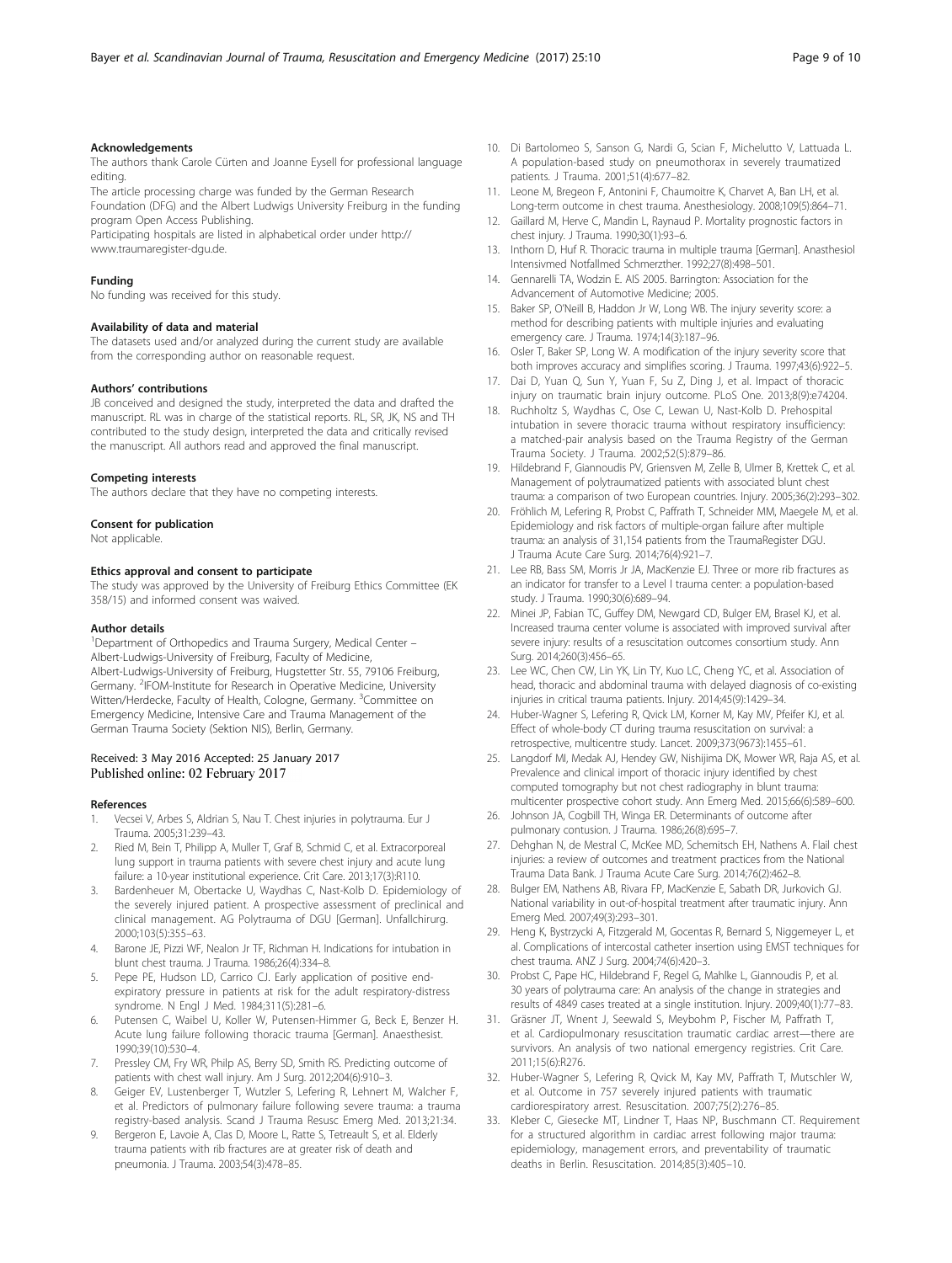#### Acknowledgements

The authors thank Carole Cürten and Joanne Eysell for professional language editing.

The article processing charge was funded by the German Research Foundation (DFG) and the Albert Ludwigs University Freiburg in the funding program Open Access Publishing.

Participating hospitals are listed in alphabetical order under http://www.traumaregister-dgu.de.

#### Funding

No funding was received for this study.

#### Availability of data and material

The datasets used and/or analyzed during the current study are available from the corresponding author on reasonable request.

#### Authors' contributions

JB conceived and designed the study, interpreted the data and drafted the manuscript. RL was in charge of the statistical reports. RL, SR, JK, NS and TH contributed to the study design, interpreted the data and critically revised the manuscript. All authors read and approved the final manuscript.

#### Competing interests

The authors declare that they have no competing interests.

#### Consent for publication

Not applicable.

#### Ethics approval and consent to participate

The study was approved by the University of Freiburg Ethics Committee (EK 358/15) and informed consent was waived.

#### Author details

[1]Department of Orthopedics and Trauma Surgery, Medical Center – Albert-Ludwigs-University of Freiburg, Faculty of Medicine, Albert-Ludwigs-University of Freiburg, Hugstetter Str. 55, 79106 Freiburg, Germany. [2]IFOM-Institute for Research in Operative Medicine, University Witten/Herdecke, Faculty of Health, Cologne, Germany. [3]Committee on Emergency Medicine, Intensive Care and Trauma Management of the German Trauma Society (Sektion NIS), Berlin, Germany.

Received: 3 May 2016 Accepted: 25 January 2017
Published online: 02 February 2017

#### References

1. Vecsei V, Arbes S, Aldrian S, Nau T. Chest injuries in polytrauma. Eur J Trauma. 2005;31:239–43.
2. Ried M, Bein T, Philipp A, Muller T, Graf B, Schmid C, et al. Extracorporeal lung support in trauma patients with severe chest injury and acute lung failure: a 10-year institutional experience. Crit Care. 2013;17(3):R110.
3. Bardenheuer M, Obertacke U, Waydhas C, Nast-Kolb D. Epidemiology of the severely injured patient. A prospective assessment of preclinical and clinical management. AG Polytrauma of DGU [German]. Unfallchirurg. 2000;103(5):355–63.
4. Barone JE, Pizzi WF, Nealon Jr TF, Richman H. Indications for intubation in blunt chest trauma. J Trauma. 1986;26(4):334–8.
5. Pepe PE, Hudson LD, Carrico CJ. Early application of positive end-expiratory pressure in patients at risk for the adult respiratory-distress syndrome. N Engl J Med. 1984;311(5):281–6.
6. Putensen C, Waibel U, Koller W, Putensen-Himmer G, Beck E, Benzer H. Acute lung failure following thoracic trauma [German]. Anaesthesist. 1990;39(10):530–4.
7. Pressley CM, Fry WR, Philp AS, Berry SD, Smith RS. Predicting outcome of patients with chest wall injury. Am J Surg. 2012;204(6):910–3.
8. Geiger EV, Lustenberger T, Wutzler S, Lefering R, Lehnert M, Walcher F, et al. Predictors of pulmonary failure following severe trauma: a trauma registry-based analysis. Scand J Trauma Resusc Emerg Med. 2013;21:34.
9. Bergeron E, Lavoie A, Clas D, Moore L, Ratte S, Tetreault S, et al. Elderly trauma patients with rib fractures are at greater risk of death and pneumonia. J Trauma. 2003;54(3):478–85.
10. Di Bartolomeo S, Sanson G, Nardi G, Scian F, Michelutto V, Lattuada L. A population-based study on pneumothorax in severely traumatized patients. J Trauma. 2001;51(4):677–82.
11. Leone M, Bregeon F, Antonini F, Chaumoitre K, Charvet A, Ban LH, et al. Long-term outcome in chest trauma. Anesthesiology. 2008;109(5):864–71.
12. Gaillard M, Herve C, Mandin L, Raynaud P. Mortality prognostic factors in chest injury. J Trauma. 1990;30(1):93–6.
13. Inthorn D, Huf R. Thoracic trauma in multiple trauma [German]. Anasthesiol Intensivmed Notfallmed Schmerzther. 1992;27(8):498–501.
14. Gennarelli TA, Wodzin E. AIS 2005. Barrington: Association for the Advancement of Automotive Medicine; 2005.
15. Baker SP, O'Neill B, Haddon Jr W, Long WB. The injury severity score: a method for describing patients with multiple injuries and evaluating emergency care. J Trauma. 1974;14(3):187–96.
16. Osler T, Baker SP, Long W. A modification of the injury severity score that both improves accuracy and simplifies scoring. J Trauma. 1997;43(6):922–5.
17. Dai D, Yuan Q, Sun Y, Yuan F, Su Z, Ding J, et al. Impact of thoracic injury on traumatic brain injury outcome. PLoS One. 2013;8(9):e74204.
18. Ruchholtz S, Waydhas C, Ose C, Lewan U, Nast-Kolb D. Prehospital intubation in severe thoracic trauma without respiratory insufficiency: a matched-pair analysis based on the Trauma Registry of the German Trauma Society. J Trauma. 2002;52(5):879–86.
19. Hildebrand F, Giannoudis PV, Griensven M, Zelle B, Ulmer B, Krettek C, et al. Management of polytraumatized patients with associated blunt chest trauma: a comparison of two European countries. Injury. 2005;36(2):293–302.
20. Fröhlich M, Lefering R, Probst C, Paffrath T, Schneider MM, Maegele M, et al. Epidemiology and risk factors of multiple-organ failure after multiple trauma: an analysis of 31,154 patients from the TraumaRegister DGU. J Trauma Acute Care Surg. 2014;76(4):921–7.
21. Lee RB, Bass SM, Morris Jr JA, MacKenzie EJ. Three or more rib fractures as an indicator for transfer to a Level I trauma center: a population-based study. J Trauma. 1990;30(6):689–94.
22. Minei JP, Fabian TC, Guffey DM, Newgard CD, Bulger EM, Brasel KJ, et al. Increased trauma center volume is associated with improved survival after severe injury: results of a resuscitation outcomes consortium study. Ann Surg. 2014;260(3):456–65.
23. Lee WC, Chen CW, Lin YK, Lin TY, Kuo LC, Cheng YC, et al. Association of head, thoracic and abdominal trauma with delayed diagnosis of co-existing injuries in critical trauma patients. Injury. 2014;45(9):1429–34.
24. Huber-Wagner S, Lefering R, Qvick LM, Korner M, Kay MV, Pfeifer KJ, et al. Effect of whole-body CT during trauma resuscitation on survival: a retrospective, multicentre study. Lancet. 2009;373(9673):1455–61.
25. Langdorf MI, Medak AJ, Hendey GW, Nishijima DK, Mower WR, Raja AS, et al. Prevalence and clinical import of thoracic injury identified by chest computed tomography but not chest radiography in blunt trauma: multicenter prospective cohort study. Ann Emerg Med. 2015;66(6):589–600.
26. Johnson JA, Cogbill TH, Winga ER. Determinants of outcome after pulmonary contusion. J Trauma. 1986;26(8):695–7.
27. Dehghan N, de Mestral C, McKee MD, Schemitsch EH, Nathens A. Flail chest injuries: a review of outcomes and treatment practices from the National Trauma Data Bank. J Trauma Acute Care Surg. 2014;76(2):462–8.
28. Bulger EM, Nathens AB, Rivara FP, MacKenzie E, Sabath DR, Jurkovich GJ. National variability in out-of-hospital treatment after traumatic injury. Ann Emerg Med. 2007;49(3):293–301.
29. Heng K, Bystrzycki A, Fitzgerald M, Gocentas R, Bernard S, Niggemeyer L, et al. Complications of intercostal catheter insertion using EMST techniques for chest trauma. ANZ J Surg. 2004;74(6):420–3.
30. Probst C, Pape HC, Hildebrand F, Regel G, Mahlke L, Giannoudis P, et al. 30 years of polytrauma care: An analysis of the change in strategies and results of 4849 cases treated at a single institution. Injury. 2009;40(1):77–83.
31. Gräsner JT, Wnent J, Seewald S, Meybohm P, Fischer M, Paffrath T, et al. Cardiopulmonary resuscitation traumatic cardiac arrest—there are survivors. An analysis of two national emergency registries. Crit Care. 2011;15(6):R276.
32. Huber-Wagner S, Lefering R, Qvick M, Kay MV, Paffrath T, Mutschler W, et al. Outcome in 757 severely injured patients with traumatic cardiorespiratory arrest. Resuscitation. 2007;75(2):276–85.
33. Kleber C, Giesecke MT, Lindner T, Haas NP, Buschmann CT. Requirement for a structured algorithm in cardiac arrest following major trauma: epidemiology, management errors, and preventability of traumatic deaths in Berlin. Resuscitation. 2014;85(3):405–10.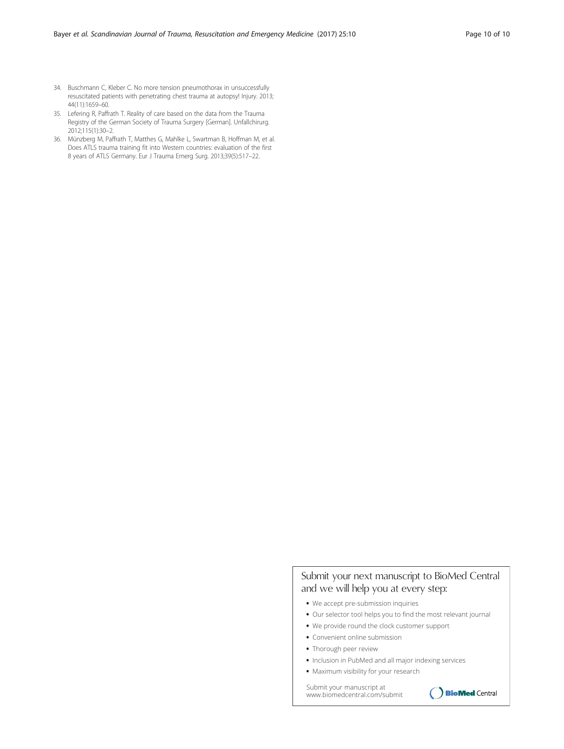34. Buschmann C, Kleber C. No more tension pneumothorax in unsuccessfully resuscitated patients with penetrating chest trauma at autopsy! Injury. 2013; 44(11):1659–60.
35. Lefering R, Paffrath T. Reality of care based on the data from the Trauma Registry of the German Society of Trauma Surgery [German]. Unfallchirurg. 2012;115(1):30–2.
36. Münzberg M, Paffrath T, Matthes G, Mahlke L, Swartman B, Hoffman M, et al. Does ATLS trauma training fit into Western countries: evaluation of the first 8 years of ATLS Germany. Eur J Trauma Emerg Surg. 2013;39(5):517–22.

Submit your next manuscript to BioMed Central and we will help you at every step:

- We accept pre-submission inquiries
- Our selector tool helps you to find the most relevant journal
- We provide round the clock customer support
- Convenient online submission
- Thorough peer review
- Inclusion in PubMed and all major indexing services
- Maximum visibility for your research

Submit your manuscript at
www.biomedcentral.com/submit

BioMed Central